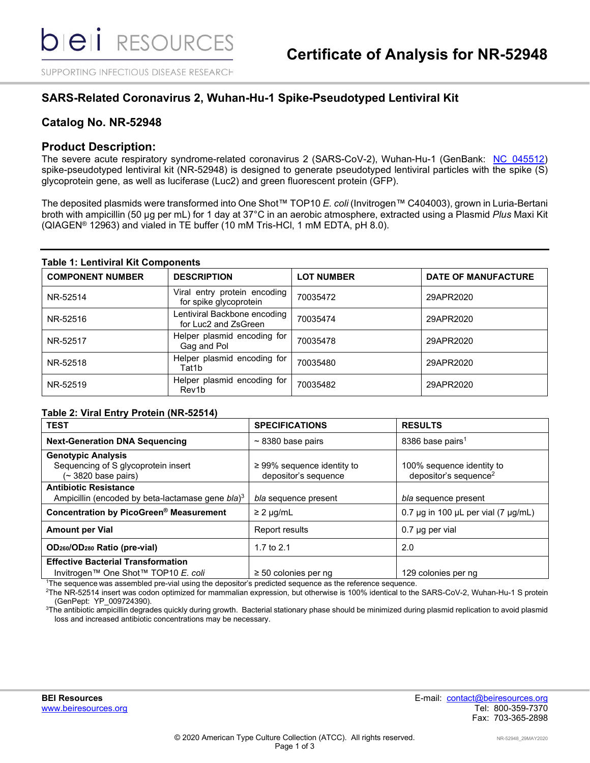# Certificate of Analysis for NR-52948

## SARS-Related Coronavirus 2, Wuhan-Hu-1 Spike-Pseudotyped Lentiviral Kit

## Catalog No. NR-52948

## Product Description:

The severe acute respiratory syndrome-related coronavirus 2 (SARS-CoV-2), Wuhan-Hu-1 (GenBank: NC_045512) spike-pseudotyped lentiviral kit (NR-52948) is designed to generate pseudotyped lentiviral particles with the spike (S) glycoprotein gene, as well as luciferase (Luc2) and green fluorescent protein (GFP).

The deposited plasmids were transformed into One Shot™ TOP10 *E. coli* (Invitrogen™ C404003), grown in Luria-Bertani broth with ampicillin (50 µg per mL) for 1 day at 37°C in an aerobic atmosphere, extracted using a Plasmid *Plus* Maxi Kit (QIAGEN® 12963) and vialed in TE buffer (10 mM Tris-HCl, 1 mM EDTA, pH 8.0).

**Table 1: Lentiviral Kit Components**

| COMPONENT NUMBER | DESCRIPTION | LOT NUMBER | DATE OF MANUFACTURE |
|---|---|---|---|
| NR-52514 | Viral entry protein encoding for spike glycoprotein | 70035472 | 29APR2020 |
| NR-52516 | Lentiviral Backbone encoding for Luc2 and ZsGreen | 70035474 | 29APR2020 |
| NR-52517 | Helper plasmid encoding for Gag and Pol | 70035478 | 29APR2020 |
| NR-52518 | Helper plasmid encoding for Tat1b | 70035480 | 29APR2020 |
| NR-52519 | Helper plasmid encoding for Rev1b | 70035482 | 29APR2020 |

**Table 2: Viral Entry Protein (NR-52514)**

| TEST | SPECIFICATIONS | RESULTS |
|---|---|---|
| **Next-Generation DNA Sequencing** | ~ 8380 base pairs | 8386 base pairs[1] |
| **Genotypic Analysis** Sequencing of S glycoprotein insert (~ 3820 base pairs) | ≥ 99% sequence identity to depositor's sequence | 100% sequence identity to depositor's sequence[2] |
| **Antibiotic Resistance** Ampicillin (encoded by beta-lactamase gene *bla*)[3] | *bla* sequence present | *bla* sequence present |
| **Concentration by PicoGreen® Measurement** | ≥ 2 µg/mL | 0.7 µg in 100 µL per vial (7 µg/mL) |
| **Amount per Vial** | Report results | 0.7 µg per vial |
| **$OD_{260}/OD_{280}$ Ratio (pre-vial)** | 1.7 to 2.1 | 2.0 |
| **Effective Bacterial Transformation** Invitrogen™ One Shot™ TOP10 *E. coli* | ≥ 50 colonies per ng | 129 colonies per ng |

[1]The sequence was assembled pre-vial using the depositor's predicted sequence as the reference sequence.
[2]The NR-52514 insert was codon optimized for mammalian expression, but otherwise is 100% identical to the SARS-CoV-2, Wuhan-Hu-1 S protein (GenPept: YP_009724390).
[3]The antibiotic ampicillin degrades quickly during growth. Bacterial stationary phase should be minimized during plasmid replication to avoid plasmid loss and increased antibiotic concentrations may be necessary.

**BEI Resources**
www.beiresources.org

E-mail: contact@beiresources.org
Tel: 800-359-7370
Fax: 703-365-2898

© 2020 American Type Culture Collection (ATCC). All rights reserved.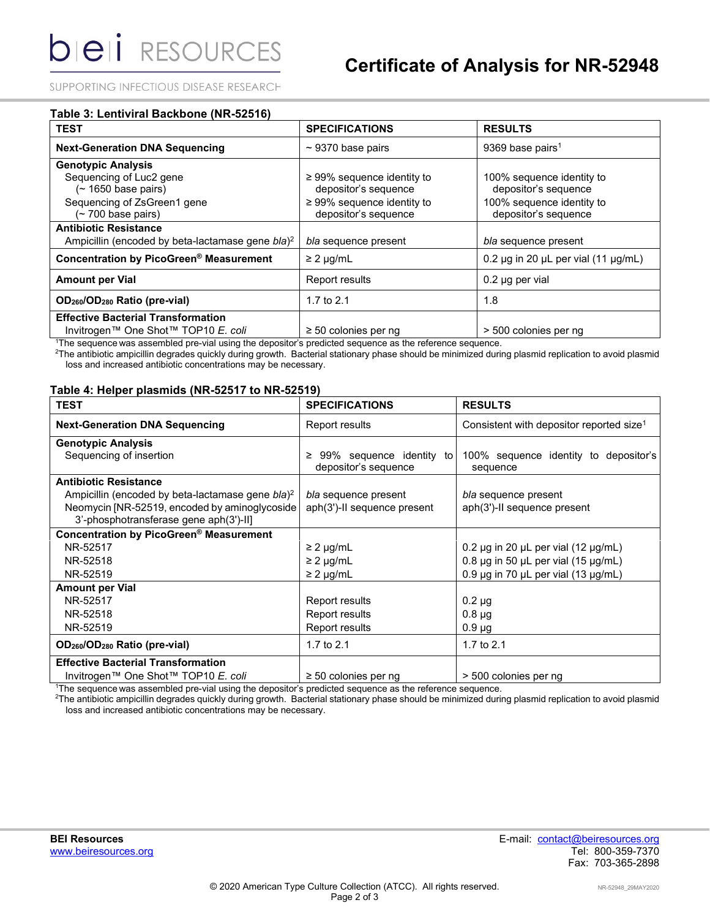**Table 3: Lentiviral Backbone (NR-52516)**

| TEST | SPECIFICATIONS | RESULTS |
|---|---|---|
| **Next-Generation DNA Sequencing** | ~ 9370 base pairs | 9369 base pairs[1] |
| **Genotypic Analysis**<br>Sequencing of Luc2 gene (~ 1650 base pairs)<br>Sequencing of ZsGreen1 gene (~ 700 base pairs) | <br>≥ 99% sequence identity to depositor's sequence<br>≥ 99% sequence identity to depositor's sequence | <br>100% sequence identity to depositor's sequence<br>100% sequence identity to depositor's sequence |
| **Antibiotic Resistance**<br>Ampicillin (encoded by beta-lactamase gene *bla*)[2] | <br>*bla* sequence present | <br>*bla* sequence present |
| **Concentration by PicoGreen® Measurement** | ≥ 2 µg/mL | 0.2 µg in 20 µL per vial (11 µg/mL) |
| **Amount per Vial** | Report results | 0.2 µg per vial |
| **$OD_{260}/OD_{280}$ Ratio (pre-vial)** | 1.7 to 2.1 | 1.8 |
| **Effective Bacterial Transformation**<br>Invitrogen™ One Shot™ TOP10 *E. coli* | <br>≥ 50 colonies per ng | <br>> 500 colonies per ng |

[1]The sequence was assembled pre-vial using the depositor's predicted sequence as the reference sequence.
[2]The antibiotic ampicillin degrades quickly during growth. Bacterial stationary phase should be minimized during plasmid replication to avoid plasmid loss and increased antibiotic concentrations may be necessary.

**Table 4: Helper plasmids (NR-52517 to NR-52519)**

| TEST | SPECIFICATIONS | RESULTS |
|---|---|---|
| **Next-Generation DNA Sequencing** | Report results | Consistent with depositor reported size[1] |
| **Genotypic Analysis**<br>Sequencing of insertion | <br>≥ 99% sequence identity to depositor's sequence | <br>100% sequence identity to depositor's sequence |
| **Antibiotic Resistance**<br>Ampicillin (encoded by beta-lactamase gene *bla*)[2]<br>Neomycin [NR-52519, encoded by aminoglycoside 3'-phosphotransferase gene aph(3')-II] | <br>*bla* sequence present<br>aph(3')-II sequence present | <br>*bla* sequence present<br>aph(3')-II sequence present |
| **Concentration by PicoGreen® Measurement**<br>NR-52517<br>NR-52518<br>NR-52519 | <br>≥ 2 µg/mL<br>≥ 2 µg/mL<br>≥ 2 µg/mL | <br>0.2 µg in 20 µL per vial (12 µg/mL)<br>0.8 µg in 50 µL per vial (15 µg/mL)<br>0.9 µg in 70 µL per vial (13 µg/mL) |
| **Amount per Vial**<br>NR-52517<br>NR-52518<br>NR-52519 | <br>Report results<br>Report results<br>Report results | <br>0.2 µg<br>0.8 µg<br>0.9 µg |
| **$OD_{260}/OD_{280}$ Ratio (pre-vial)** | 1.7 to 2.1 | 1.7 to 2.1 |
| **Effective Bacterial Transformation**<br>Invitrogen™ One Shot™ TOP10 *E. coli* | <br>≥ 50 colonies per ng | <br>> 500 colonies per ng |

[1]The sequence was assembled pre-vial using the depositor's predicted sequence as the reference sequence.
[2]The antibiotic ampicillin degrades quickly during growth. Bacterial stationary phase should be minimized during plasmid replication to avoid plasmid loss and increased antibiotic concentrations may be necessary.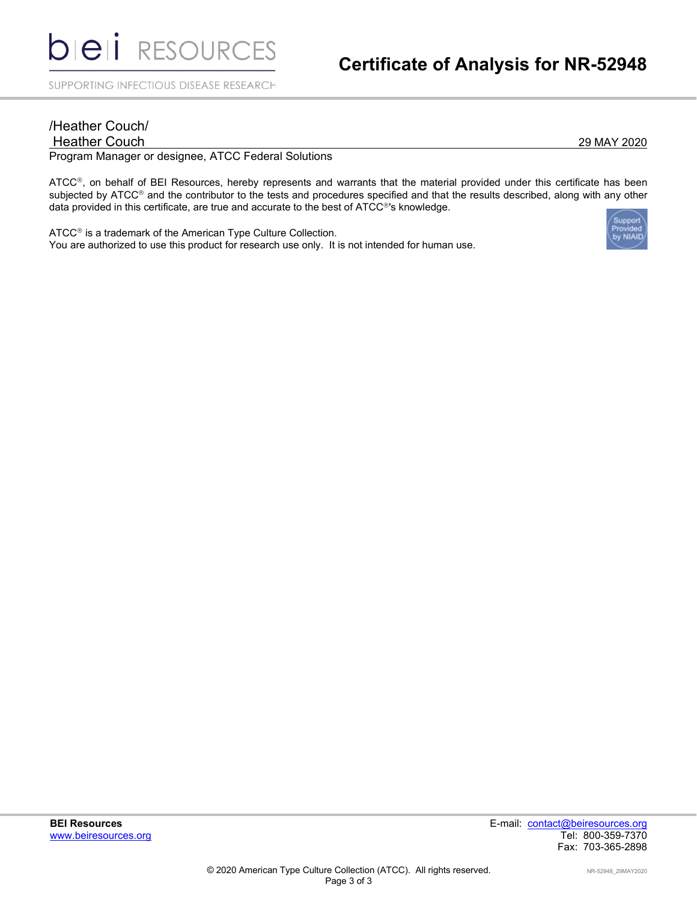/Heather Couch/
Heather Couch — 29 MAY 2020

Program Manager or designee, ATCC Federal Solutions

ATCC®, on behalf of BEI Resources, hereby represents and warrants that the material provided under this certificate has been subjected by ATCC® and the contributor to the tests and procedures specified and that the results described, along with any other data provided in this certificate, are true and accurate to the best of ATCC®'s knowledge.

ATCC® is a trademark of the American Type Culture Collection.
You are authorized to use this product for research use only. It is not intended for human use.

Support Provided by NIAID

**BEI Resources**
www.beiresources.org

E-mail: contact@beiresources.org
Tel: 800-359-7370
Fax: 703-365-2898

© 2020 American Type Culture Collection (ATCC). All rights reserved.

NR-52948_29MAY2020